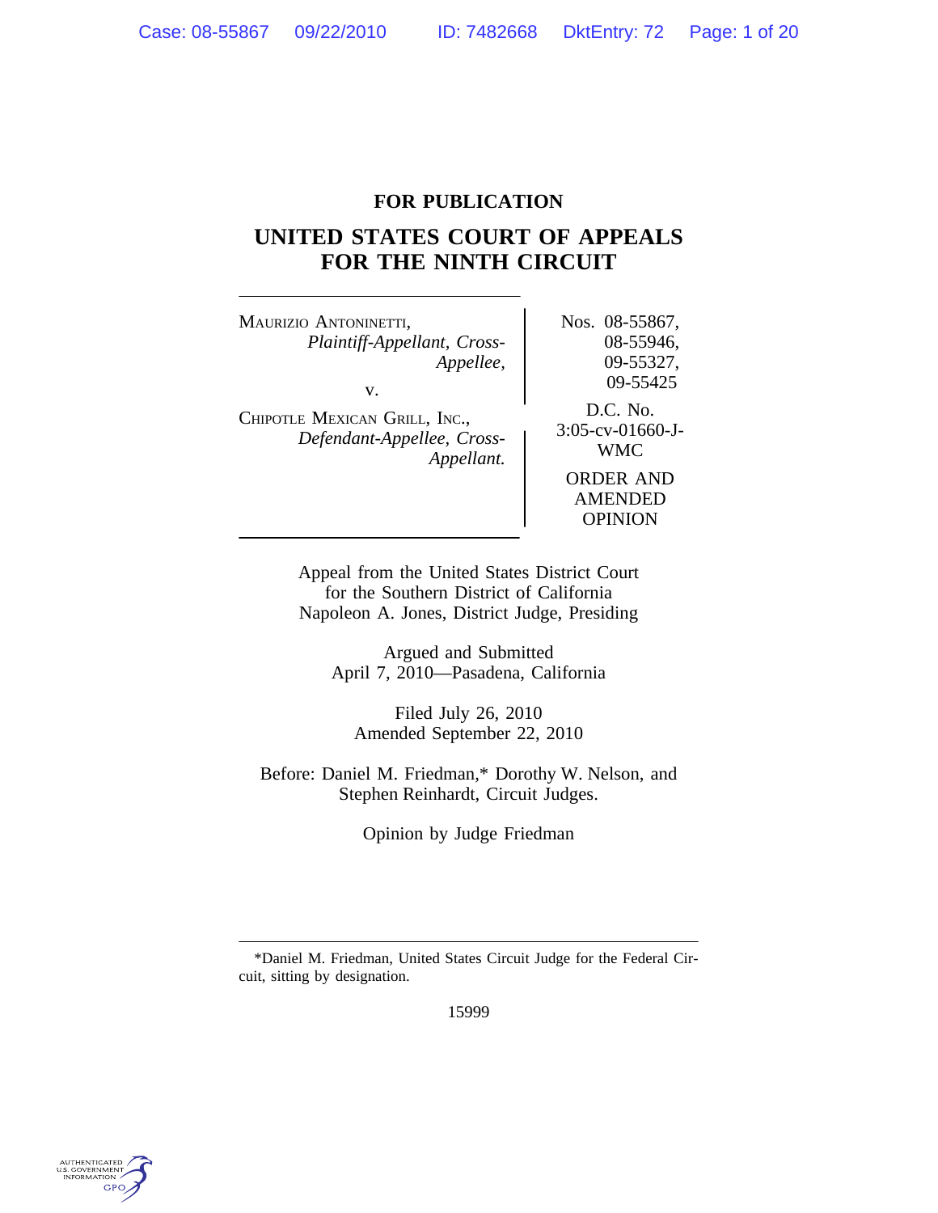**FOR PUBLICATION**

# UNITED STATES COURT OF APPEALS FOR THE NINTH CIRCUIT

MAURIZIO ANTONINETTI,
*Plaintiff-Appellant, Cross-Appellee,*

v.

CHIPOTLE MEXICAN GRILL, INC.,
*Defendant-Appellee, Cross-Appellant.*

Nos. 08-55867, 08-55946, 09-55327, 09-55425

D.C. No. 3:05-cv-01660-J-WMC

ORDER AND AMENDED OPINION

Appeal from the United States District Court for the Southern District of California
Napoleon A. Jones, District Judge, Presiding

Argued and Submitted
April 7, 2010—Pasadena, California

Filed July 26, 2010
Amended September 22, 2010

Before: Daniel M. Friedman,* Dorothy W. Nelson, and Stephen Reinhardt, Circuit Judges.

Opinion by Judge Friedman

---

*Daniel M. Friedman, United States Circuit Judge for the Federal Circuit, sitting by designation.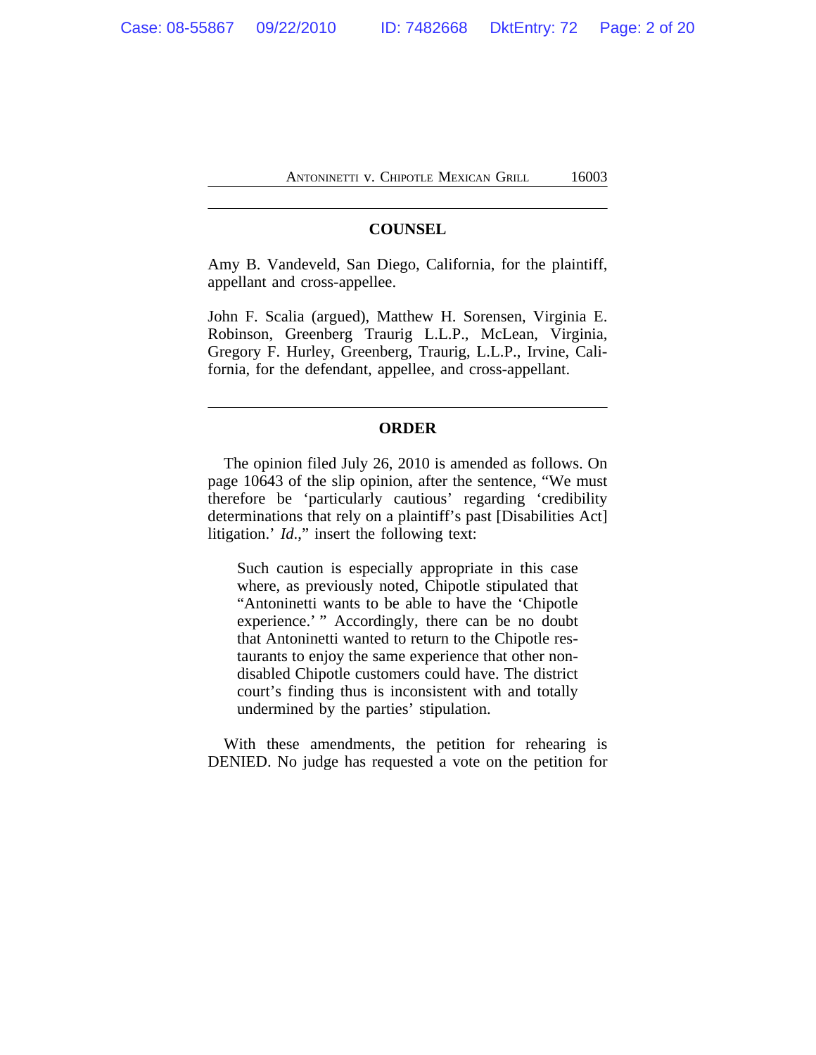## COUNSEL

Amy B. Vandeveld, San Diego, California, for the plaintiff, appellant and cross-appellee.

John F. Scalia (argued), Matthew H. Sorensen, Virginia E. Robinson, Greenberg Traurig L.L.P., McLean, Virginia, Gregory F. Hurley, Greenberg, Traurig, L.L.P., Irvine, California, for the defendant, appellee, and cross-appellant.

## ORDER

The opinion filed July 26, 2010 is amended as follows. On page 10643 of the slip opinion, after the sentence, "We must therefore be 'particularly cautious' regarding 'credibility determinations that rely on a plaintiff's past [Disabilities Act] litigation.' *Id*.," insert the following text:

> Such caution is especially appropriate in this case where, as previously noted, Chipotle stipulated that "Antoninetti wants to be able to have the 'Chipotle experience.' " Accordingly, there can be no doubt that Antoninetti wanted to return to the Chipotle restaurants to enjoy the same experience that other non-disabled Chipotle customers could have. The district court's finding thus is inconsistent with and totally undermined by the parties' stipulation.

With these amendments, the petition for rehearing is DENIED. No judge has requested a vote on the petition for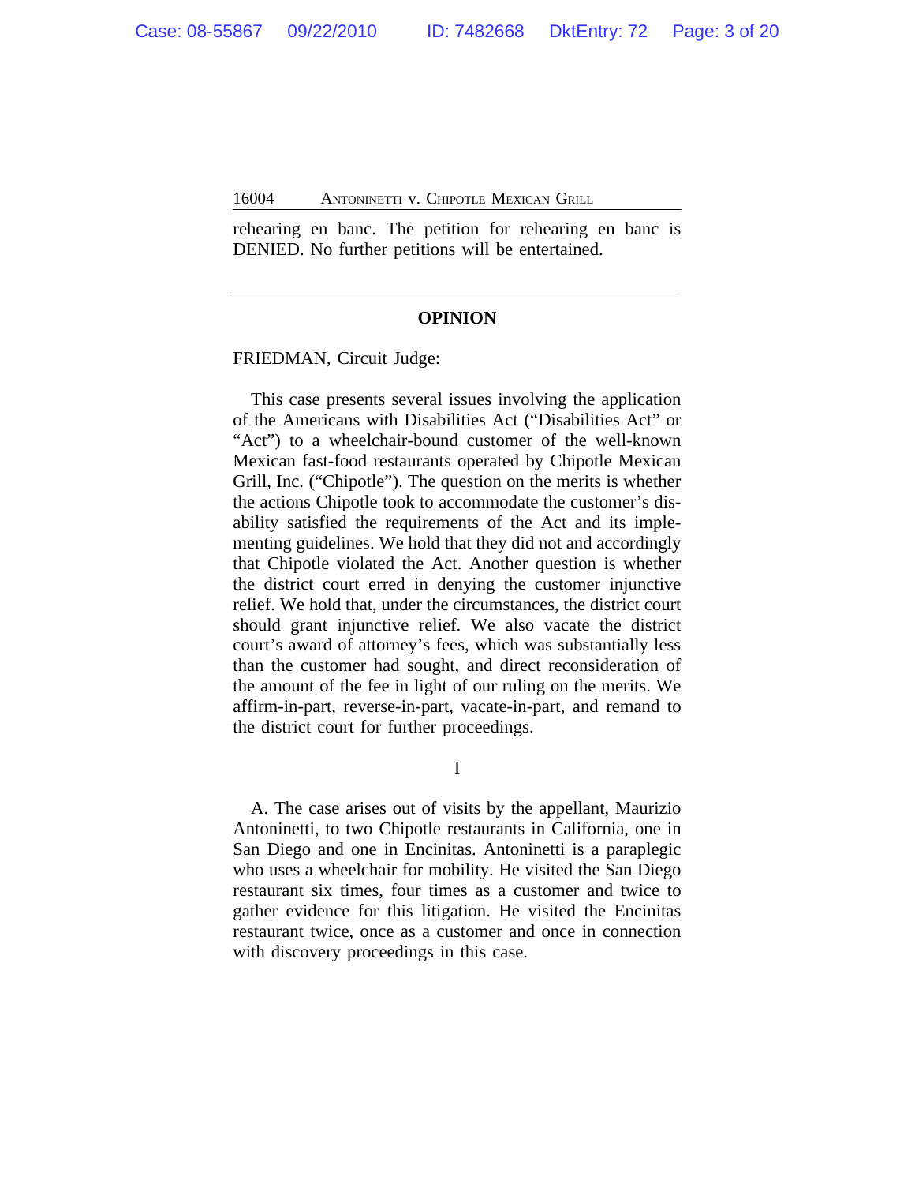rehearing en banc. The petition for rehearing en banc is DENIED. No further petitions will be entertained.

---

## OPINION

FRIEDMAN, Circuit Judge:

This case presents several issues involving the application of the Americans with Disabilities Act ("Disabilities Act" or "Act") to a wheelchair-bound customer of the well-known Mexican fast-food restaurants operated by Chipotle Mexican Grill, Inc. ("Chipotle"). The question on the merits is whether the actions Chipotle took to accommodate the customer's disability satisfied the requirements of the Act and its implementing guidelines. We hold that they did not and accordingly that Chipotle violated the Act. Another question is whether the district court erred in denying the customer injunctive relief. We hold that, under the circumstances, the district court should grant injunctive relief. We also vacate the district court's award of attorney's fees, which was substantially less than the customer had sought, and direct reconsideration of the amount of the fee in light of our ruling on the merits. We affirm-in-part, reverse-in-part, vacate-in-part, and remand to the district court for further proceedings.

I

A. The case arises out of visits by the appellant, Maurizio Antoninetti, to two Chipotle restaurants in California, one in San Diego and one in Encinitas. Antoninetti is a paraplegic who uses a wheelchair for mobility. He visited the San Diego restaurant six times, four times as a customer and twice to gather evidence for this litigation. He visited the Encinitas restaurant twice, once as a customer and once in connection with discovery proceedings in this case.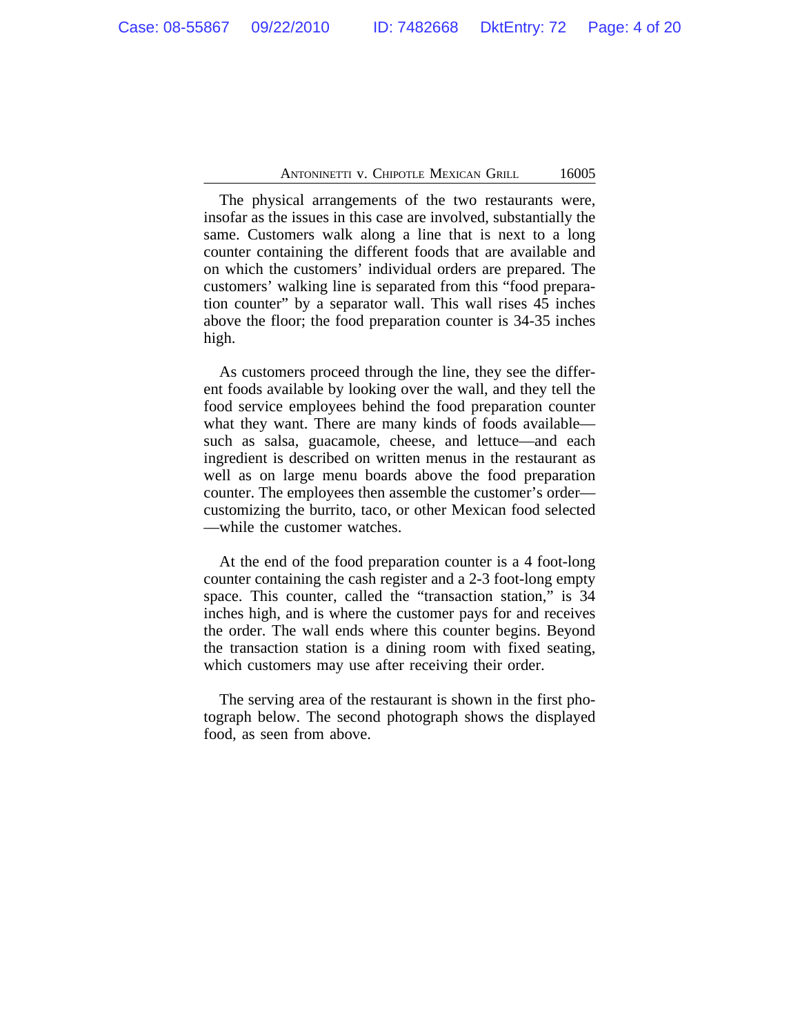The physical arrangements of the two restaurants were, insofar as the issues in this case are involved, substantially the same. Customers walk along a line that is next to a long counter containing the different foods that are available and on which the customers' individual orders are prepared. The customers' walking line is separated from this "food preparation counter" by a separator wall. This wall rises 45 inches above the floor; the food preparation counter is 34-35 inches high.

As customers proceed through the line, they see the different foods available by looking over the wall, and they tell the food service employees behind the food preparation counter what they want. There are many kinds of foods available—such as salsa, guacamole, cheese, and lettuce—and each ingredient is described on written menus in the restaurant as well as on large menu boards above the food preparation counter. The employees then assemble the customer's order—customizing the burrito, taco, or other Mexican food selected—while the customer watches.

At the end of the food preparation counter is a 4 foot-long counter containing the cash register and a 2-3 foot-long empty space. This counter, called the "transaction station," is 34 inches high, and is where the customer pays for and receives the order. The wall ends where this counter begins. Beyond the transaction station is a dining room with fixed seating, which customers may use after receiving their order.

The serving area of the restaurant is shown in the first photograph below. The second photograph shows the displayed food, as seen from above.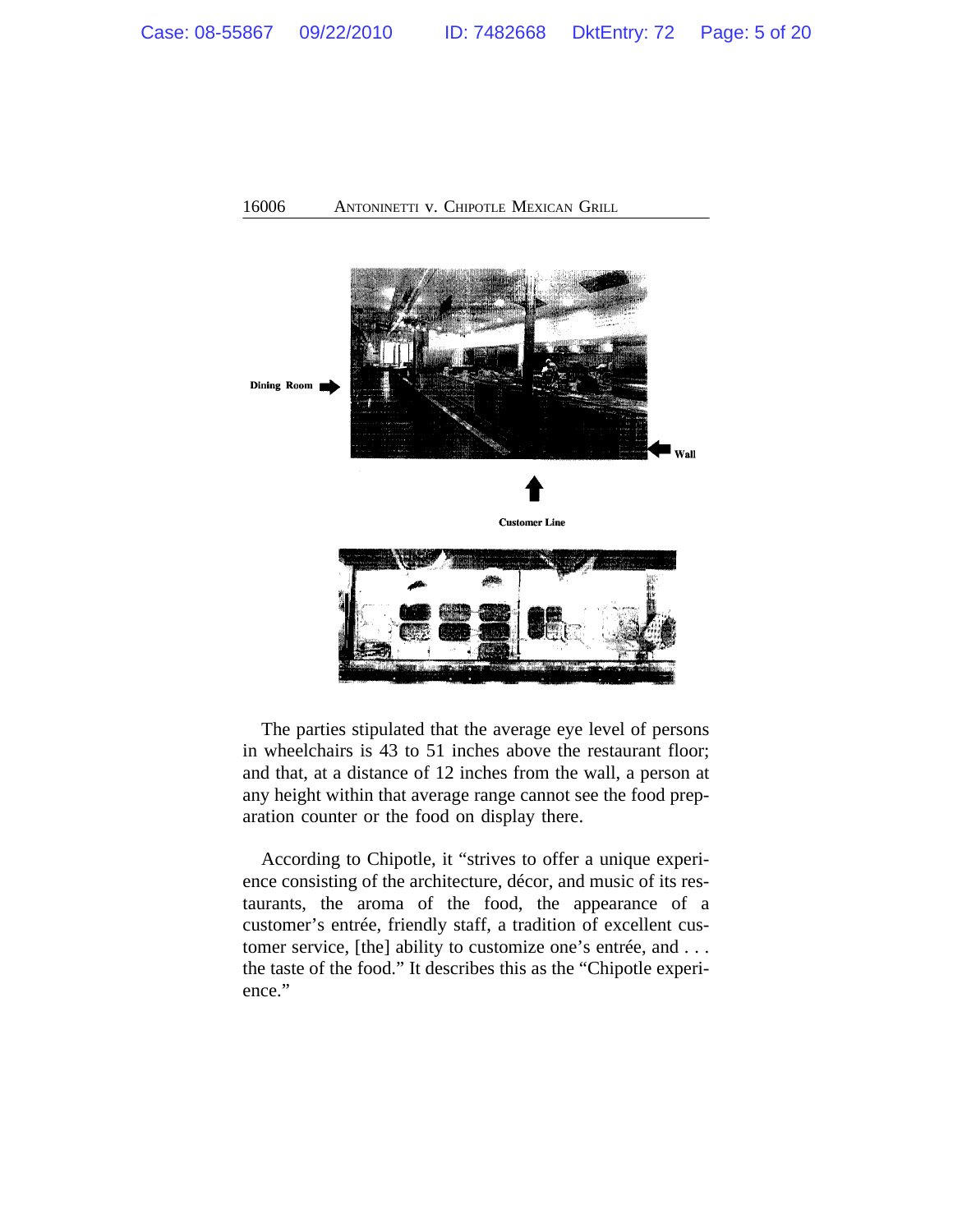Dining Room

Wall

Customer Line

The parties stipulated that the average eye level of persons in wheelchairs is 43 to 51 inches above the restaurant floor; and that, at a distance of 12 inches from the wall, a person at any height within that average range cannot see the food preparation counter or the food on display there.

According to Chipotle, it "strives to offer a unique experience consisting of the architecture, décor, and music of its restaurants, the aroma of the food, the appearance of a customer's entrée, friendly staff, a tradition of excellent customer service, [the] ability to customize one's entrée, and . . . the taste of the food." It describes this as the "Chipotle experience."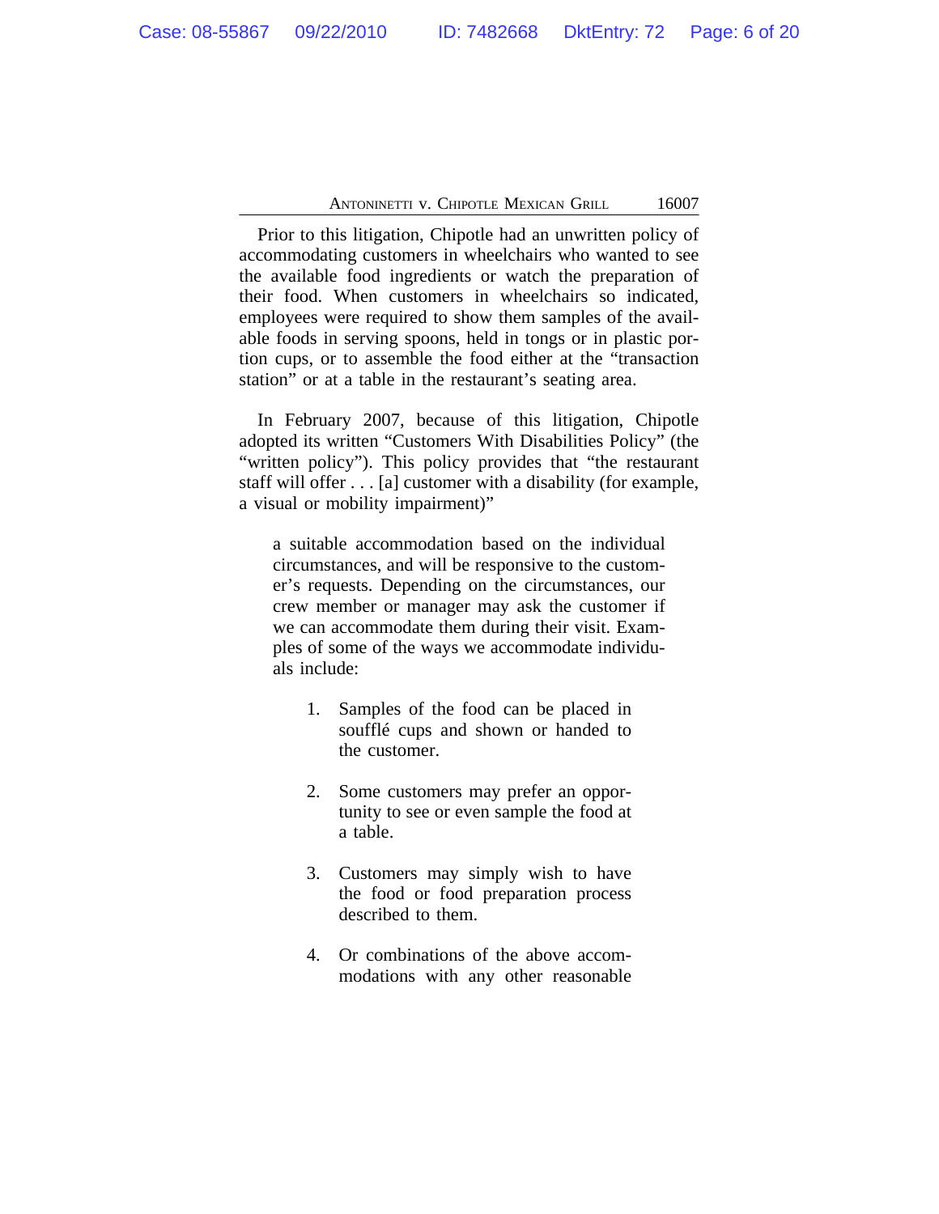Prior to this litigation, Chipotle had an unwritten policy of accommodating customers in wheelchairs who wanted to see the available food ingredients or watch the preparation of their food. When customers in wheelchairs so indicated, employees were required to show them samples of the available foods in serving spoons, held in tongs or in plastic portion cups, or to assemble the food either at the "transaction station" or at a table in the restaurant's seating area.

In February 2007, because of this litigation, Chipotle adopted its written "Customers With Disabilities Policy" (the "written policy"). This policy provides that "the restaurant staff will offer . . . [a] customer with a disability (for example, a visual or mobility impairment)"

> a suitable accommodation based on the individual circumstances, and will be responsive to the customer's requests. Depending on the circumstances, our crew member or manager may ask the customer if we can accommodate them during their visit. Examples of some of the ways we accommodate individuals include:
>
> 1. Samples of the food can be placed in soufflé cups and shown or handed to the customer.
>
> 2. Some customers may prefer an opportunity to see or even sample the food at a table.
>
> 3. Customers may simply wish to have the food or food preparation process described to them.
>
> 4. Or combinations of the above accommodations with any other reasonable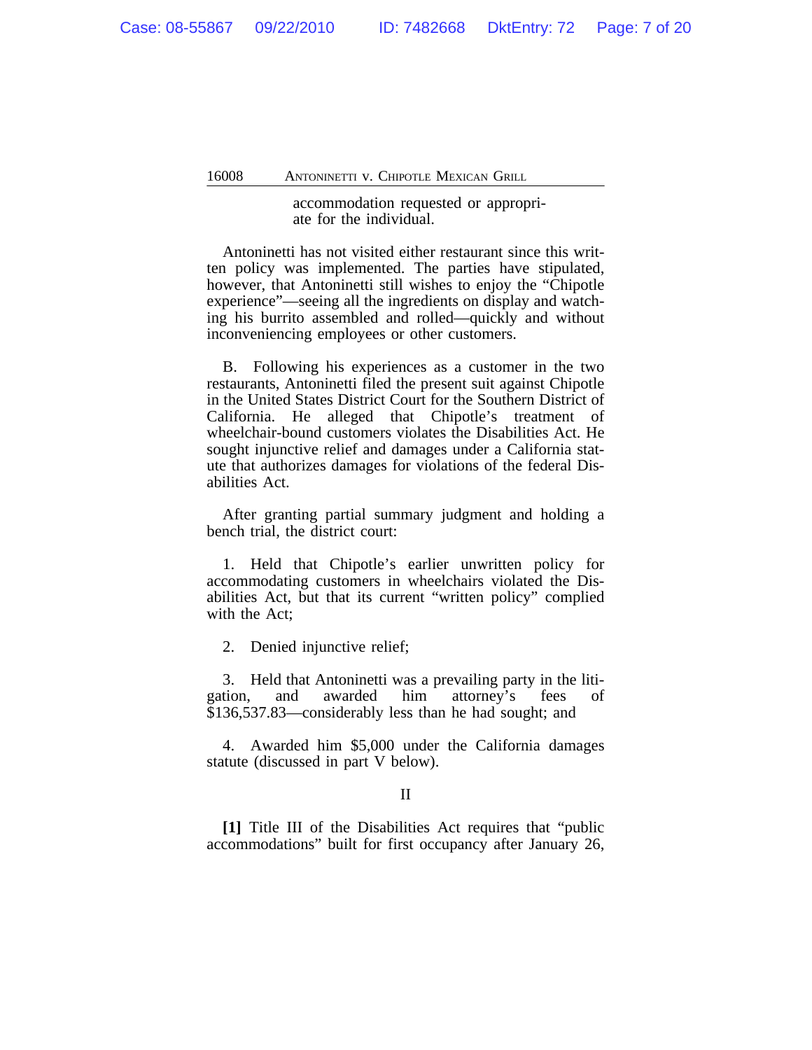accommodation requested or appropriate for the individual.

Antoninetti has not visited either restaurant since this written policy was implemented. The parties have stipulated, however, that Antoninetti still wishes to enjoy the "Chipotle experience"—seeing all the ingredients on display and watching his burrito assembled and rolled—quickly and without inconveniencing employees or other customers.

B. Following his experiences as a customer in the two restaurants, Antoninetti filed the present suit against Chipotle in the United States District Court for the Southern District of California. He alleged that Chipotle's treatment of wheelchair-bound customers violates the Disabilities Act. He sought injunctive relief and damages under a California statute that authorizes damages for violations of the federal Disabilities Act.

After granting partial summary judgment and holding a bench trial, the district court:

1. Held that Chipotle's earlier unwritten policy for accommodating customers in wheelchairs violated the Disabilities Act, but that its current "written policy" complied with the Act;

2. Denied injunctive relief;

3. Held that Antoninetti was a prevailing party in the litigation, and awarded him attorney's fees of $136,537.83—considerably less than he had sought; and

4. Awarded him $5,000 under the California damages statute (discussed in part V below).

II

**[1]** Title III of the Disabilities Act requires that "public accommodations" built for first occupancy after January 26,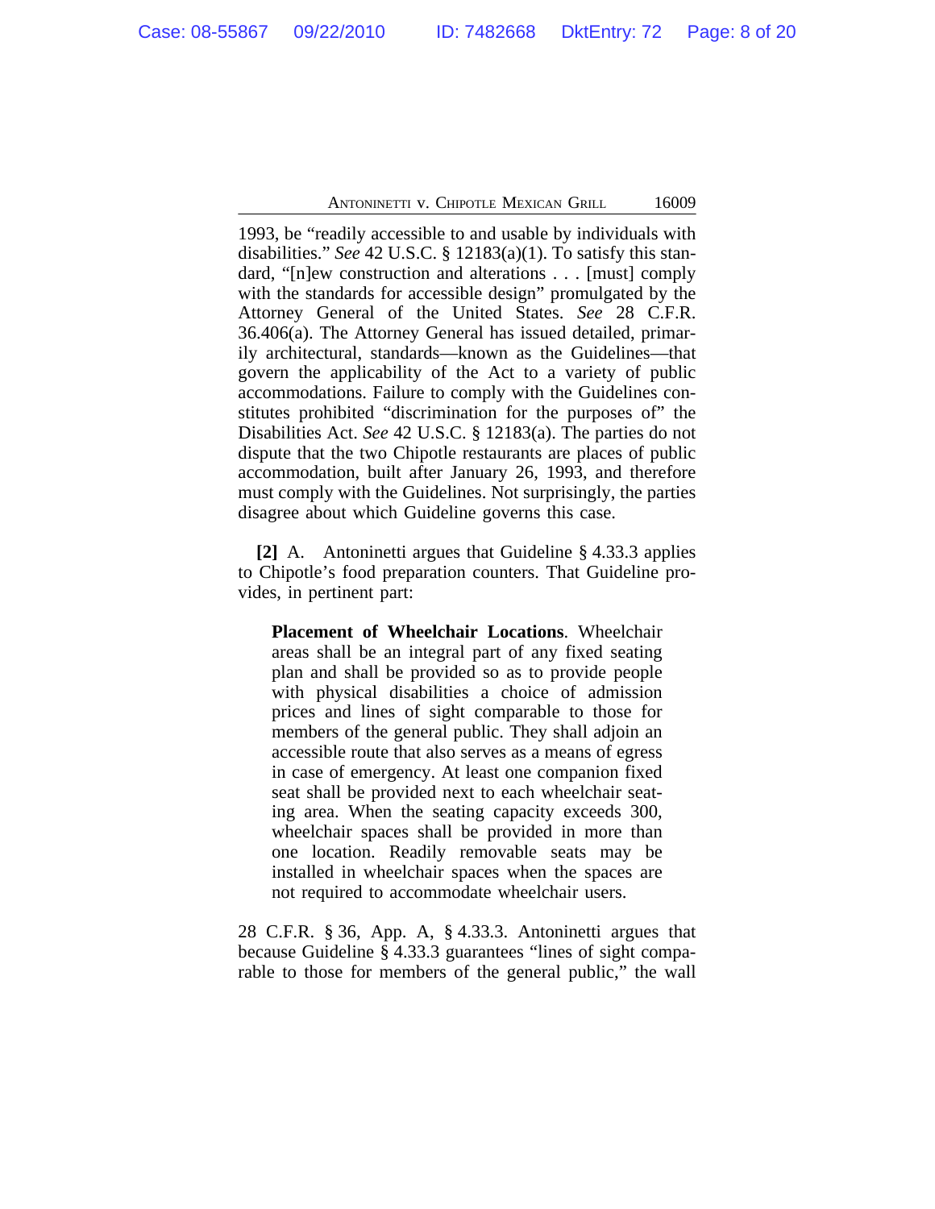1993, be "readily accessible to and usable by individuals with disabilities." *See* 42 U.S.C. § 12183(a)(1). To satisfy this standard, "[n]ew construction and alterations . . . [must] comply with the standards for accessible design" promulgated by the Attorney General of the United States. *See* 28 C.F.R. 36.406(a). The Attorney General has issued detailed, primarily architectural, standards—known as the Guidelines—that govern the applicability of the Act to a variety of public accommodations. Failure to comply with the Guidelines constitutes prohibited "discrimination for the purposes of" the Disabilities Act. *See* 42 U.S.C. § 12183(a). The parties do not dispute that the two Chipotle restaurants are places of public accommodation, built after January 26, 1993, and therefore must comply with the Guidelines. Not surprisingly, the parties disagree about which Guideline governs this case.

**[2]** A. Antoninetti argues that Guideline § 4.33.3 applies to Chipotle's food preparation counters. That Guideline provides, in pertinent part:

> **Placement of Wheelchair Locations**. Wheelchair areas shall be an integral part of any fixed seating plan and shall be provided so as to provide people with physical disabilities a choice of admission prices and lines of sight comparable to those for members of the general public. They shall adjoin an accessible route that also serves as a means of egress in case of emergency. At least one companion fixed seat shall be provided next to each wheelchair seating area. When the seating capacity exceeds 300, wheelchair spaces shall be provided in more than one location. Readily removable seats may be installed in wheelchair spaces when the spaces are not required to accommodate wheelchair users.

28 C.F.R. § 36, App. A, § 4.33.3. Antoninetti argues that because Guideline § 4.33.3 guarantees "lines of sight comparable to those for members of the general public," the wall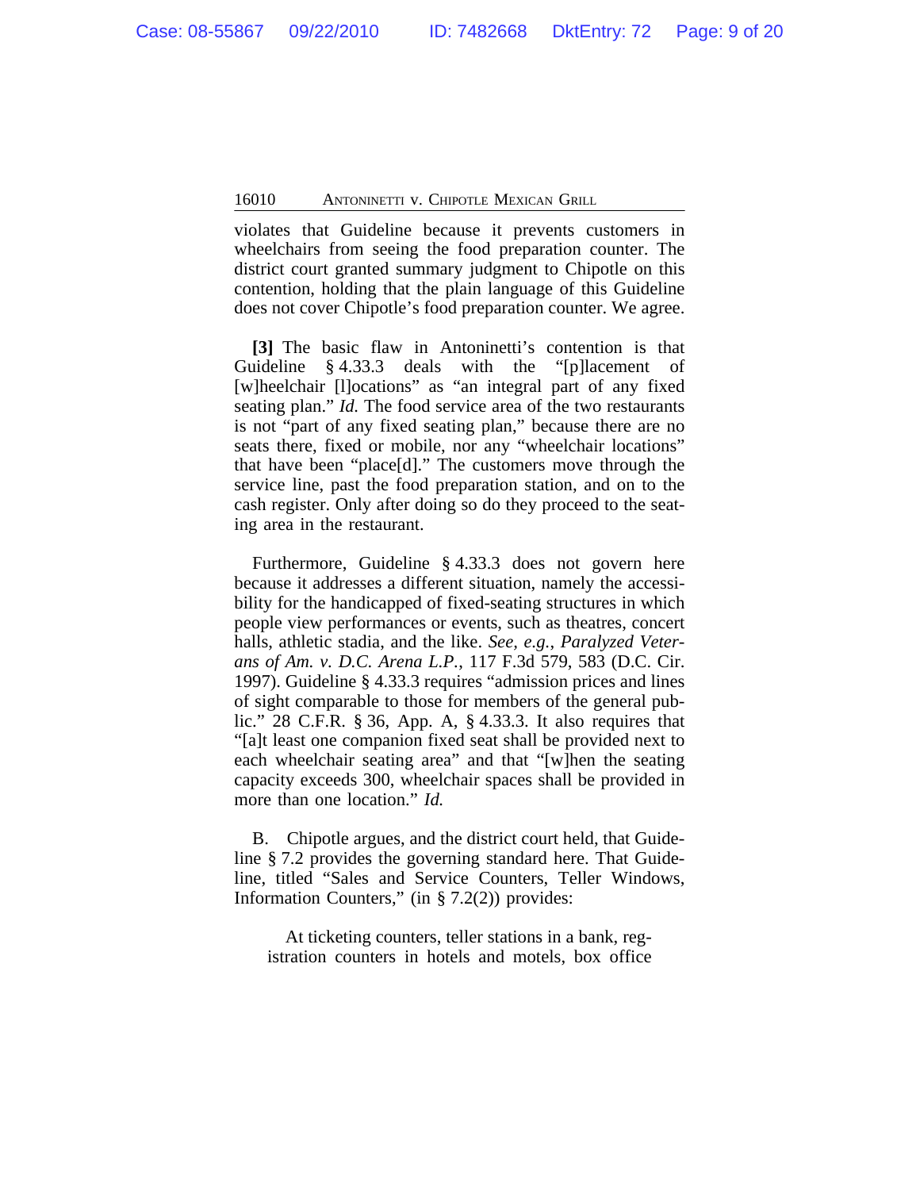violates that Guideline because it prevents customers in wheelchairs from seeing the food preparation counter. The district court granted summary judgment to Chipotle on this contention, holding that the plain language of this Guideline does not cover Chipotle's food preparation counter. We agree.

**[3]** The basic flaw in Antoninetti's contention is that Guideline § 4.33.3 deals with the "[p]lacement of [w]heelchair [l]ocations" as "an integral part of any fixed seating plan." *Id.* The food service area of the two restaurants is not "part of any fixed seating plan," because there are no seats there, fixed or mobile, nor any "wheelchair locations" that have been "place[d]." The customers move through the service line, past the food preparation station, and on to the cash register. Only after doing so do they proceed to the seating area in the restaurant.

Furthermore, Guideline § 4.33.3 does not govern here because it addresses a different situation, namely the accessibility for the handicapped of fixed-seating structures in which people view performances or events, such as theatres, concert halls, athletic stadia, and the like. *See, e.g.*, *Paralyzed Veterans of Am. v. D.C. Arena L.P.*, 117 F.3d 579, 583 (D.C. Cir. 1997). Guideline § 4.33.3 requires "admission prices and lines of sight comparable to those for members of the general public." 28 C.F.R. § 36, App. A, § 4.33.3. It also requires that "[a]t least one companion fixed seat shall be provided next to each wheelchair seating area" and that "[w]hen the seating capacity exceeds 300, wheelchair spaces shall be provided in more than one location." *Id.*

B. Chipotle argues, and the district court held, that Guideline § 7.2 provides the governing standard here. That Guideline, titled "Sales and Service Counters, Teller Windows, Information Counters," (in § 7.2(2)) provides:

> At ticketing counters, teller stations in a bank, registration counters in hotels and motels, box office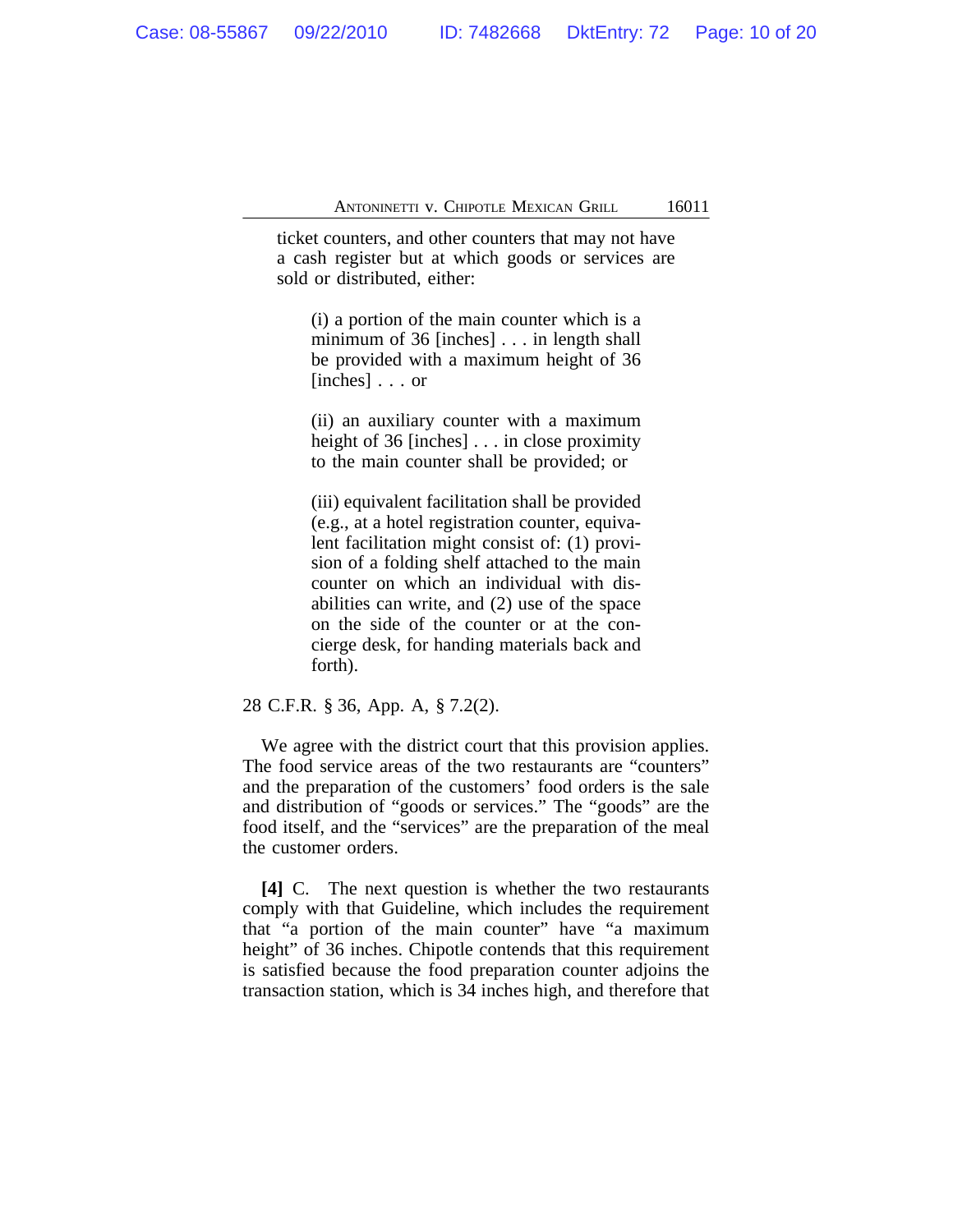ticket counters, and other counters that may not have a cash register but at which goods or services are sold or distributed, either:

> (i) a portion of the main counter which is a minimum of 36 [inches] . . . in length shall be provided with a maximum height of 36 [inches] . . . or
>
> (ii) an auxiliary counter with a maximum height of 36 [inches] . . . in close proximity to the main counter shall be provided; or
>
> (iii) equivalent facilitation shall be provided (e.g., at a hotel registration counter, equivalent facilitation might consist of: (1) provision of a folding shelf attached to the main counter on which an individual with disabilities can write, and (2) use of the space on the side of the counter or at the concierge desk, for handing materials back and forth).

28 C.F.R. § 36, App. A, § 7.2(2).

We agree with the district court that this provision applies. The food service areas of the two restaurants are "counters" and the preparation of the customers' food orders is the sale and distribution of "goods or services." The "goods" are the food itself, and the "services" are the preparation of the meal the customer orders.

**[4]** C. The next question is whether the two restaurants comply with that Guideline, which includes the requirement that "a portion of the main counter" have "a maximum height" of 36 inches. Chipotle contends that this requirement is satisfied because the food preparation counter adjoins the transaction station, which is 34 inches high, and therefore that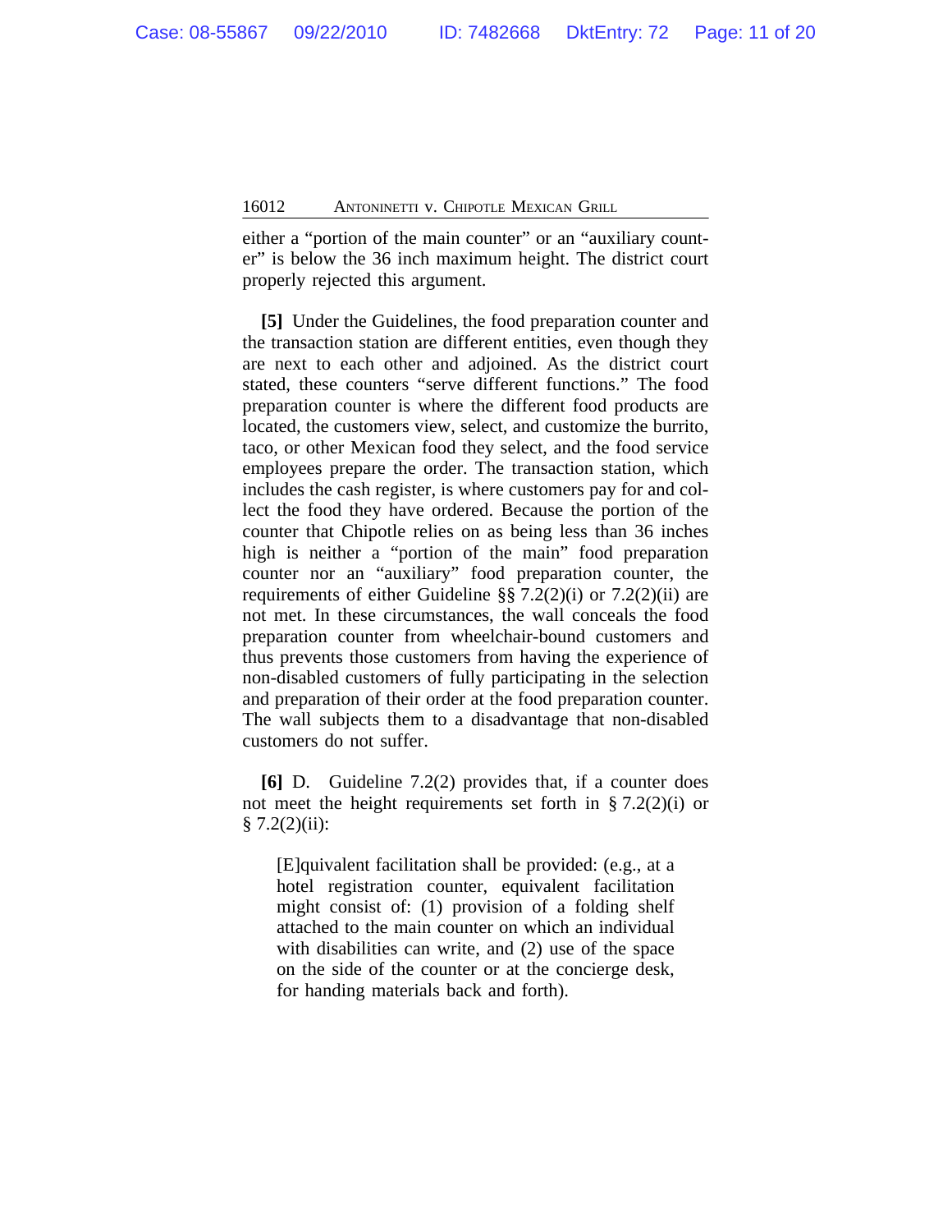either a "portion of the main counter" or an "auxiliary counter" is below the 36 inch maximum height. The district court properly rejected this argument.

**[5]** Under the Guidelines, the food preparation counter and the transaction station are different entities, even though they are next to each other and adjoined. As the district court stated, these counters "serve different functions." The food preparation counter is where the different food products are located, the customers view, select, and customize the burrito, taco, or other Mexican food they select, and the food service employees prepare the order. The transaction station, which includes the cash register, is where customers pay for and collect the food they have ordered. Because the portion of the counter that Chipotle relies on as being less than 36 inches high is neither a "portion of the main" food preparation counter nor an "auxiliary" food preparation counter, the requirements of either Guideline §§ 7.2(2)(i) or 7.2(2)(ii) are not met. In these circumstances, the wall conceals the food preparation counter from wheelchair-bound customers and thus prevents those customers from having the experience of non-disabled customers of fully participating in the selection and preparation of their order at the food preparation counter. The wall subjects them to a disadvantage that non-disabled customers do not suffer.

**[6]** D. Guideline 7.2(2) provides that, if a counter does not meet the height requirements set forth in § 7.2(2)(i) or § 7.2(2)(ii):

> [E]quivalent facilitation shall be provided: (e.g., at a hotel registration counter, equivalent facilitation might consist of: (1) provision of a folding shelf attached to the main counter on which an individual with disabilities can write, and (2) use of the space on the side of the counter or at the concierge desk, for handing materials back and forth).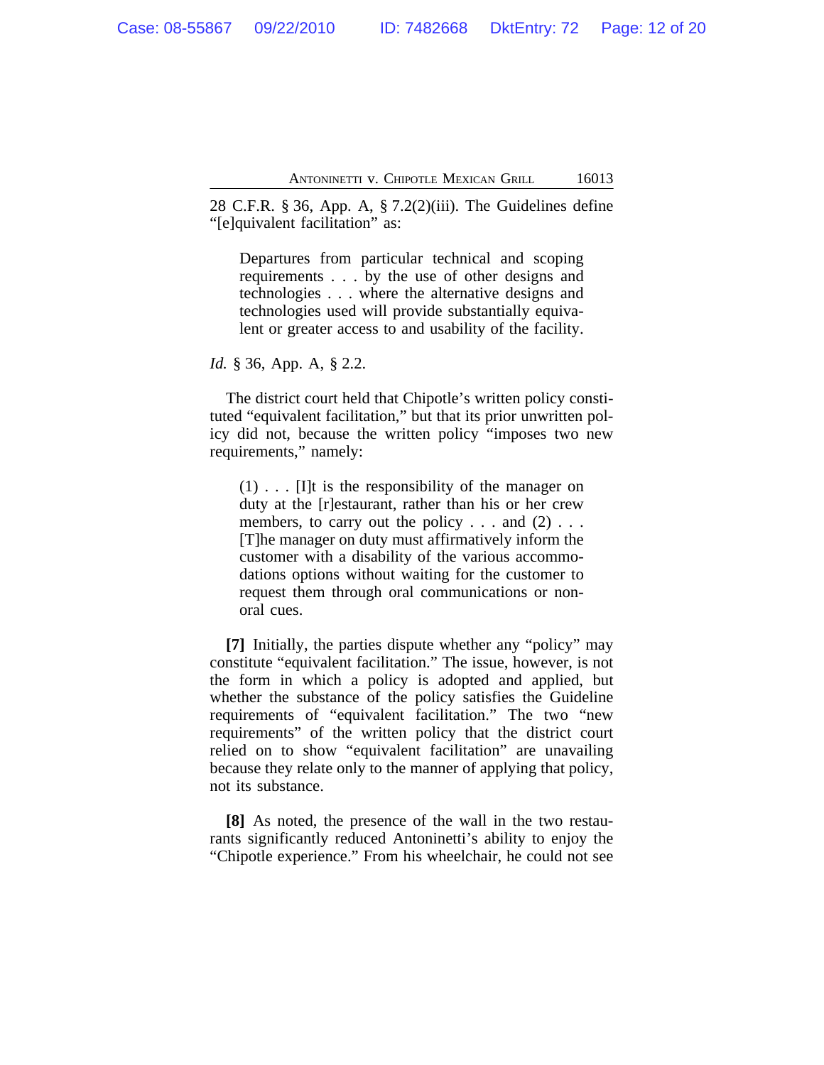28 C.F.R. § 36, App. A, § 7.2(2)(iii). The Guidelines define "[e]quivalent facilitation" as:

> Departures from particular technical and scoping requirements . . . by the use of other designs and technologies . . . where the alternative designs and technologies used will provide substantially equivalent or greater access to and usability of the facility.

*Id.* § 36, App. A, § 2.2.

The district court held that Chipotle's written policy constituted "equivalent facilitation," but that its prior unwritten policy did not, because the written policy "imposes two new requirements," namely:

> (1) . . . [I]t is the responsibility of the manager on duty at the [r]estaurant, rather than his or her crew members, to carry out the policy . . . and (2) . . . [T]he manager on duty must affirmatively inform the customer with a disability of the various accommodations options without waiting for the customer to request them through oral communications or non-oral cues.

**[7]** Initially, the parties dispute whether any "policy" may constitute "equivalent facilitation." The issue, however, is not the form in which a policy is adopted and applied, but whether the substance of the policy satisfies the Guideline requirements of "equivalent facilitation." The two "new requirements" of the written policy that the district court relied on to show "equivalent facilitation" are unavailing because they relate only to the manner of applying that policy, not its substance.

**[8]** As noted, the presence of the wall in the two restaurants significantly reduced Antoninetti's ability to enjoy the "Chipotle experience." From his wheelchair, he could not see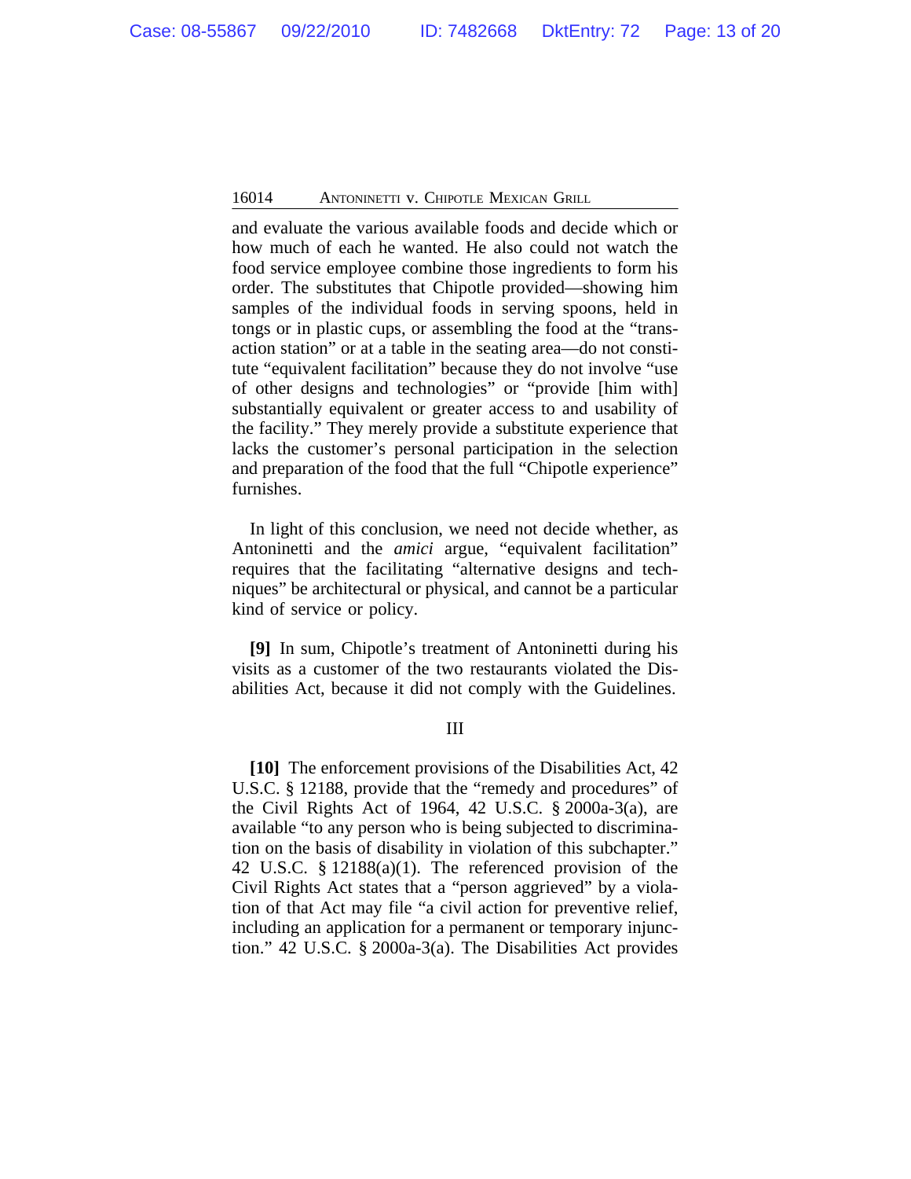and evaluate the various available foods and decide which or how much of each he wanted. He also could not watch the food service employee combine those ingredients to form his order. The substitutes that Chipotle provided—showing him samples of the individual foods in serving spoons, held in tongs or in plastic cups, or assembling the food at the "transaction station" or at a table in the seating area—do not constitute "equivalent facilitation" because they do not involve "use of other designs and technologies" or "provide [him with] substantially equivalent or greater access to and usability of the facility." They merely provide a substitute experience that lacks the customer's personal participation in the selection and preparation of the food that the full "Chipotle experience" furnishes.

In light of this conclusion, we need not decide whether, as Antoninetti and the *amici* argue, "equivalent facilitation" requires that the facilitating "alternative designs and techniques" be architectural or physical, and cannot be a particular kind of service or policy.

**[9]** In sum, Chipotle's treatment of Antoninetti during his visits as a customer of the two restaurants violated the Disabilities Act, because it did not comply with the Guidelines.

## III

**[10]** The enforcement provisions of the Disabilities Act, 42 U.S.C. § 12188, provide that the "remedy and procedures" of the Civil Rights Act of 1964, 42 U.S.C. § 2000a-3(a), are available "to any person who is being subjected to discrimination on the basis of disability in violation of this subchapter." 42 U.S.C. § 12188(a)(1). The referenced provision of the Civil Rights Act states that a "person aggrieved" by a violation of that Act may file "a civil action for preventive relief, including an application for a permanent or temporary injunction." 42 U.S.C. § 2000a-3(a). The Disabilities Act provides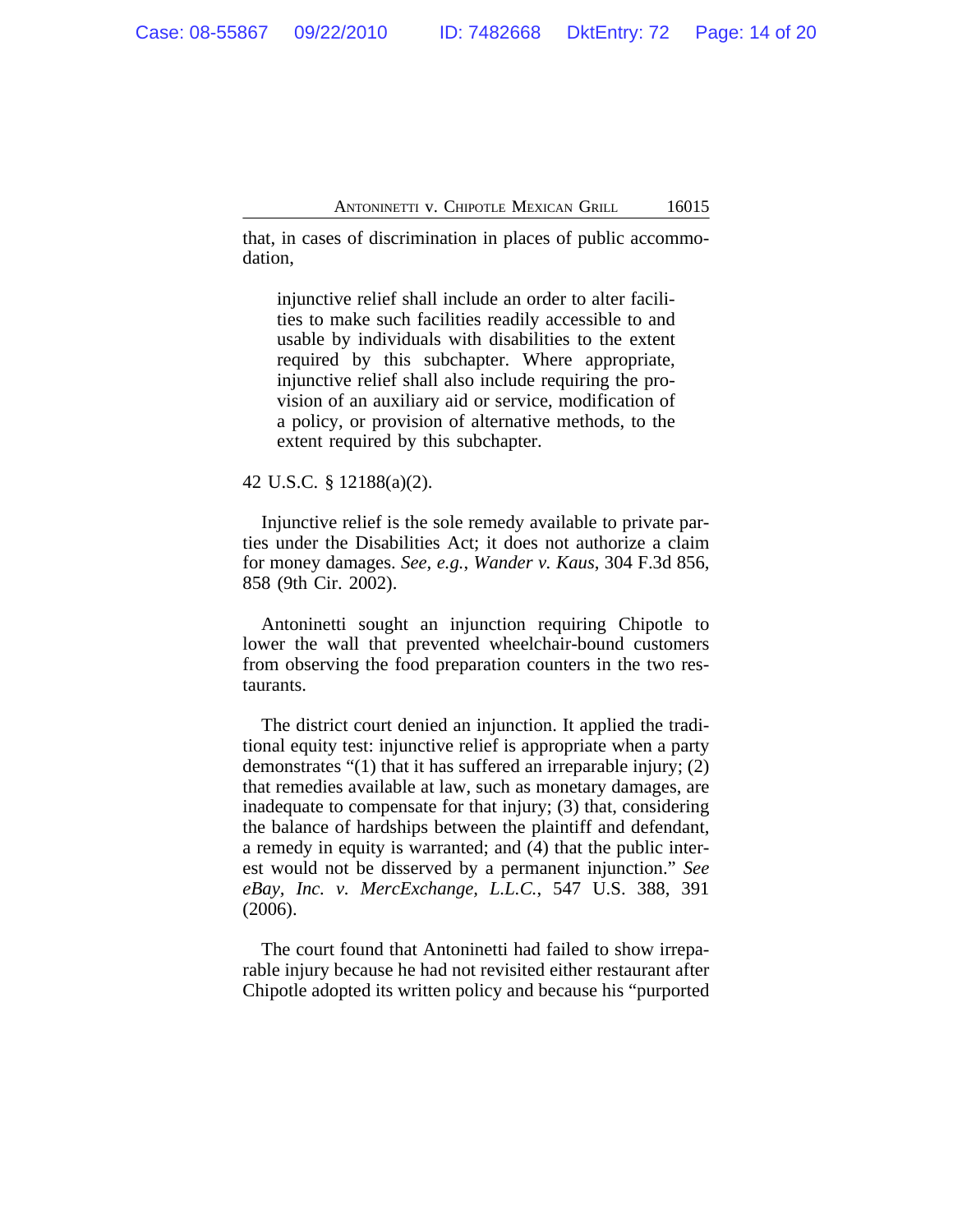that, in cases of discrimination in places of public accommodation,

> injunctive relief shall include an order to alter facilities to make such facilities readily accessible to and usable by individuals with disabilities to the extent required by this subchapter. Where appropriate, injunctive relief shall also include requiring the provision of an auxiliary aid or service, modification of a policy, or provision of alternative methods, to the extent required by this subchapter.

42 U.S.C. § 12188(a)(2).

Injunctive relief is the sole remedy available to private parties under the Disabilities Act; it does not authorize a claim for money damages. *See, e.g.*, *Wander v. Kaus*, 304 F.3d 856, 858 (9th Cir. 2002).

Antoninetti sought an injunction requiring Chipotle to lower the wall that prevented wheelchair-bound customers from observing the food preparation counters in the two restaurants.

The district court denied an injunction. It applied the traditional equity test: injunctive relief is appropriate when a party demonstrates "(1) that it has suffered an irreparable injury; (2) that remedies available at law, such as monetary damages, are inadequate to compensate for that injury; (3) that, considering the balance of hardships between the plaintiff and defendant, a remedy in equity is warranted; and (4) that the public interest would not be disserved by a permanent injunction." *See eBay, Inc. v. MercExchange, L.L.C.*, 547 U.S. 388, 391 (2006).

The court found that Antoninetti had failed to show irreparable injury because he had not revisited either restaurant after Chipotle adopted its written policy and because his "purported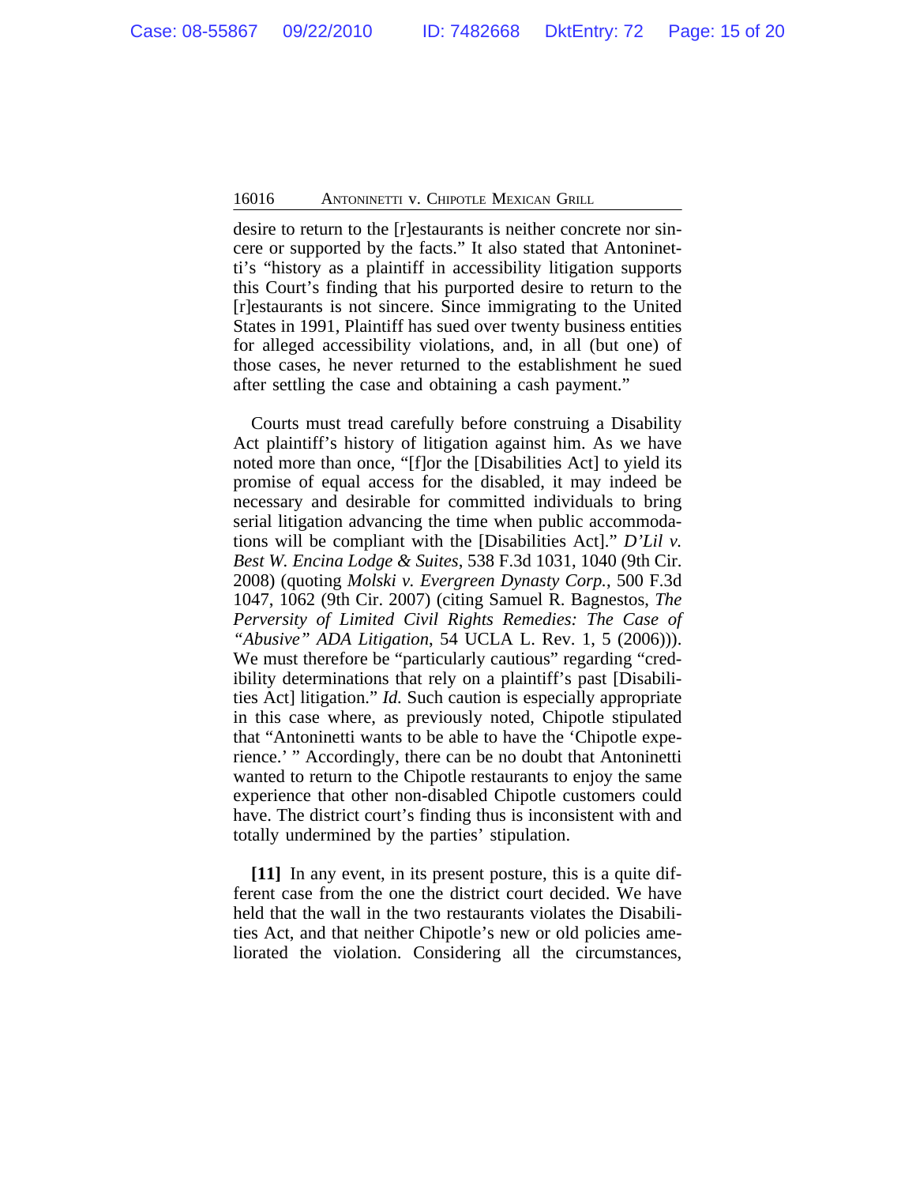desire to return to the [r]estaurants is neither concrete nor sincere or supported by the facts." It also stated that Antoninetti's "history as a plaintiff in accessibility litigation supports this Court's finding that his purported desire to return to the [r]estaurants is not sincere. Since immigrating to the United States in 1991, Plaintiff has sued over twenty business entities for alleged accessibility violations, and, in all (but one) of those cases, he never returned to the establishment he sued after settling the case and obtaining a cash payment."

Courts must tread carefully before construing a Disability Act plaintiff's history of litigation against him. As we have noted more than once, "[f]or the [Disabilities Act] to yield its promise of equal access for the disabled, it may indeed be necessary and desirable for committed individuals to bring serial litigation advancing the time when public accommodations will be compliant with the [Disabilities Act]." *D'Lil v. Best W. Encina Lodge & Suites*, 538 F.3d 1031, 1040 (9th Cir. 2008) (quoting *Molski v. Evergreen Dynasty Corp.*, 500 F.3d 1047, 1062 (9th Cir. 2007) (citing Samuel R. Bagnestos, *The Perversity of Limited Civil Rights Remedies: The Case of "Abusive" ADA Litigation*, 54 UCLA L. Rev. 1, 5 (2006))). We must therefore be "particularly cautious" regarding "credibility determinations that rely on a plaintiff's past [Disabilities Act] litigation." *Id.* Such caution is especially appropriate in this case where, as previously noted, Chipotle stipulated that "Antoninetti wants to be able to have the 'Chipotle experience.' " Accordingly, there can be no doubt that Antoninetti wanted to return to the Chipotle restaurants to enjoy the same experience that other non-disabled Chipotle customers could have. The district court's finding thus is inconsistent with and totally undermined by the parties' stipulation.

**[11]** In any event, in its present posture, this is a quite different case from the one the district court decided. We have held that the wall in the two restaurants violates the Disabilities Act, and that neither Chipotle's new or old policies ameliorated the violation. Considering all the circumstances,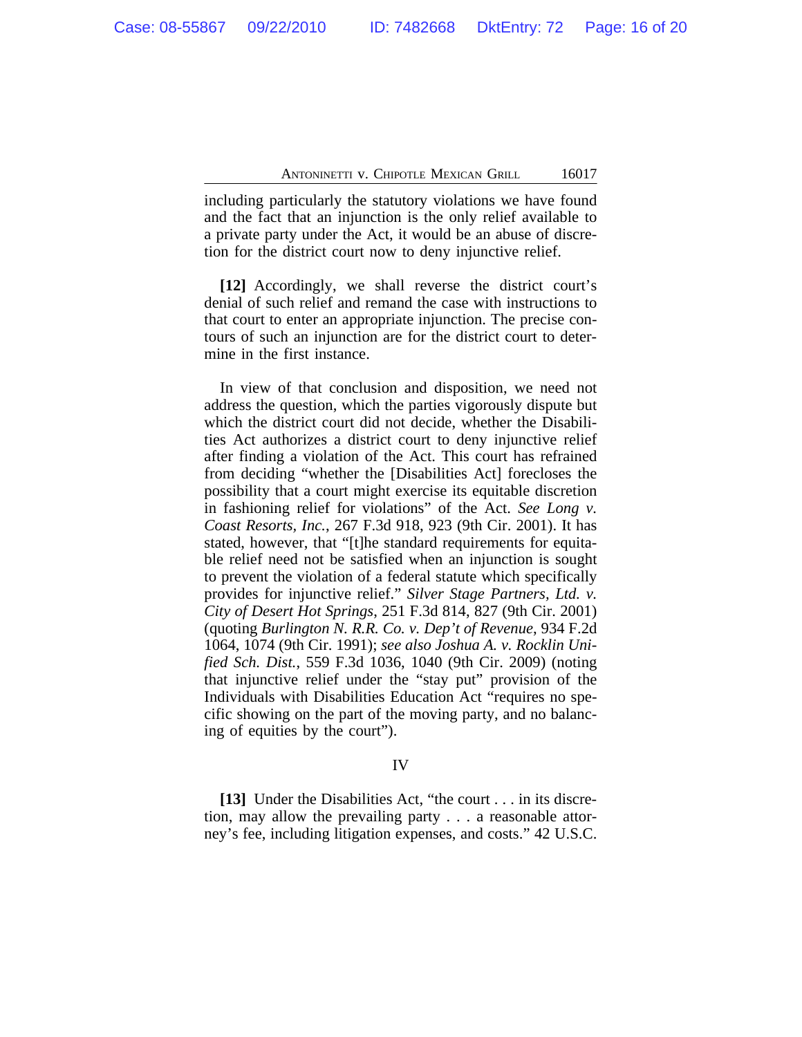including particularly the statutory violations we have found and the fact that an injunction is the only relief available to a private party under the Act, it would be an abuse of discretion for the district court now to deny injunctive relief.

**[12]** Accordingly, we shall reverse the district court's denial of such relief and remand the case with instructions to that court to enter an appropriate injunction. The precise contours of such an injunction are for the district court to determine in the first instance.

In view of that conclusion and disposition, we need not address the question, which the parties vigorously dispute but which the district court did not decide, whether the Disabilities Act authorizes a district court to deny injunctive relief after finding a violation of the Act. This court has refrained from deciding "whether the [Disabilities Act] forecloses the possibility that a court might exercise its equitable discretion in fashioning relief for violations" of the Act. *See Long v. Coast Resorts, Inc.*, 267 F.3d 918, 923 (9th Cir. 2001). It has stated, however, that "[t]he standard requirements for equitable relief need not be satisfied when an injunction is sought to prevent the violation of a federal statute which specifically provides for injunctive relief." *Silver Stage Partners, Ltd. v. City of Desert Hot Springs*, 251 F.3d 814, 827 (9th Cir. 2001) (quoting *Burlington N. R.R. Co. v. Dep't of Revenue*, 934 F.2d 1064, 1074 (9th Cir. 1991); *see also Joshua A. v. Rocklin Unified Sch. Dist.*, 559 F.3d 1036, 1040 (9th Cir. 2009) (noting that injunctive relief under the "stay put" provision of the Individuals with Disabilities Education Act "requires no specific showing on the part of the moving party, and no balancing of equities by the court").

## IV

**[13]** Under the Disabilities Act, "the court . . . in its discretion, may allow the prevailing party . . . a reasonable attorney's fee, including litigation expenses, and costs." 42 U.S.C.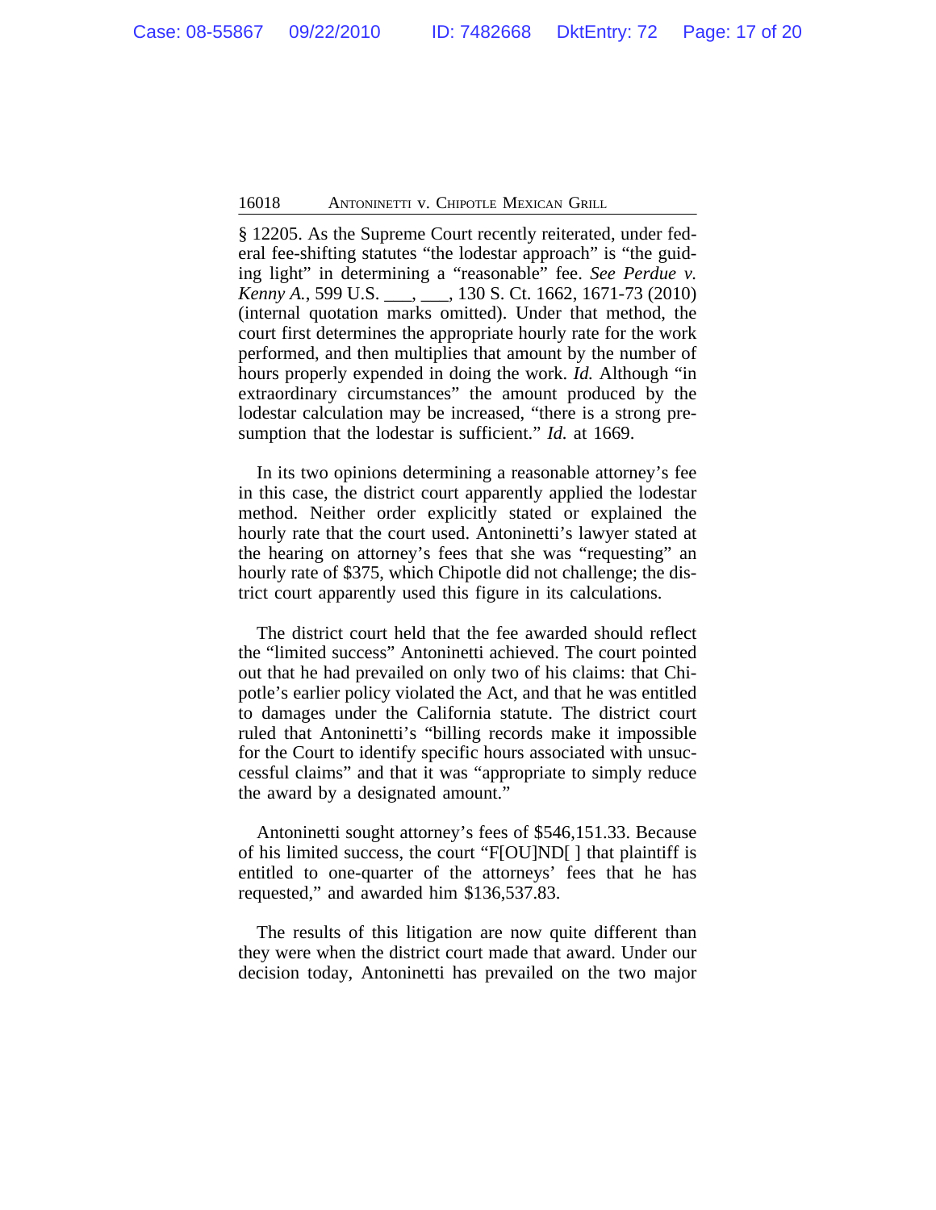§ 12205. As the Supreme Court recently reiterated, under federal fee-shifting statutes "the lodestar approach" is "the guiding light" in determining a "reasonable" fee. *See Perdue v. Kenny A.*, 599 U.S. ___, ___, 130 S. Ct. 1662, 1671-73 (2010) (internal quotation marks omitted). Under that method, the court first determines the appropriate hourly rate for the work performed, and then multiplies that amount by the number of hours properly expended in doing the work. *Id.* Although "in extraordinary circumstances" the amount produced by the lodestar calculation may be increased, "there is a strong presumption that the lodestar is sufficient." *Id.* at 1669.

In its two opinions determining a reasonable attorney's fee in this case, the district court apparently applied the lodestar method. Neither order explicitly stated or explained the hourly rate that the court used. Antoninetti's lawyer stated at the hearing on attorney's fees that she was "requesting" an hourly rate of $375, which Chipotle did not challenge; the district court apparently used this figure in its calculations.

The district court held that the fee awarded should reflect the "limited success" Antoninetti achieved. The court pointed out that he had prevailed on only two of his claims: that Chipotle's earlier policy violated the Act, and that he was entitled to damages under the California statute. The district court ruled that Antoninetti's "billing records make it impossible for the Court to identify specific hours associated with unsuccessful claims" and that it was "appropriate to simply reduce the award by a designated amount."

Antoninetti sought attorney's fees of $546,151.33. Because of his limited success, the court "F[OU]ND[ ] that plaintiff is entitled to one-quarter of the attorneys' fees that he has requested," and awarded him $136,537.83.

The results of this litigation are now quite different than they were when the district court made that award. Under our decision today, Antoninetti has prevailed on the two major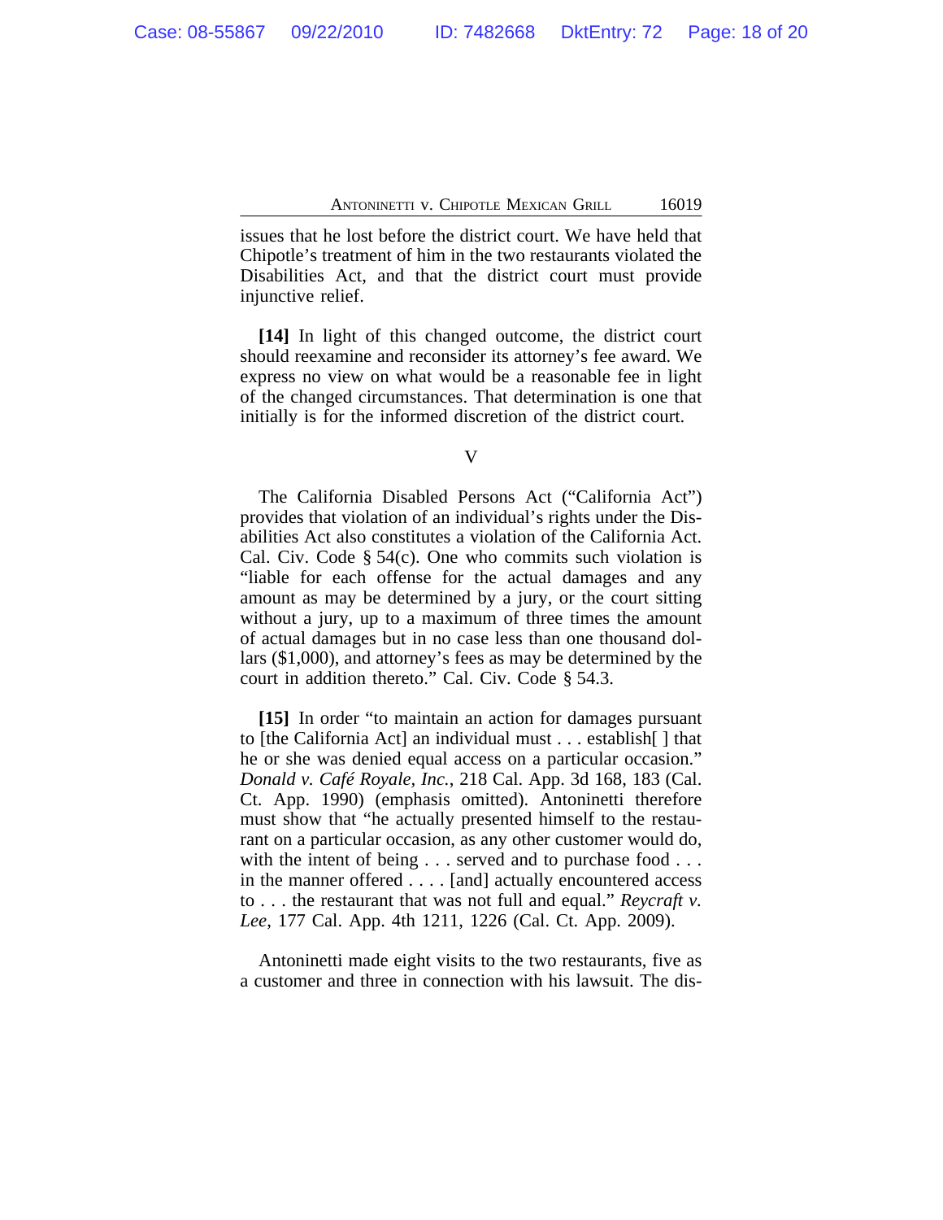issues that he lost before the district court. We have held that Chipotle's treatment of him in the two restaurants violated the Disabilities Act, and that the district court must provide injunctive relief.

**[14]** In light of this changed outcome, the district court should reexamine and reconsider its attorney's fee award. We express no view on what would be a reasonable fee in light of the changed circumstances. That determination is one that initially is for the informed discretion of the district court.

V

The California Disabled Persons Act ("California Act") provides that violation of an individual's rights under the Disabilities Act also constitutes a violation of the California Act. Cal. Civ. Code § 54(c). One who commits such violation is "liable for each offense for the actual damages and any amount as may be determined by a jury, or the court sitting without a jury, up to a maximum of three times the amount of actual damages but in no case less than one thousand dollars ($1,000), and attorney's fees as may be determined by the court in addition thereto." Cal. Civ. Code § 54.3.

**[15]** In order "to maintain an action for damages pursuant to [the California Act] an individual must . . . establish[ ] that he or she was denied equal access on a particular occasion." *Donald v. Café Royale, Inc.*, 218 Cal. App. 3d 168, 183 (Cal. Ct. App. 1990) (emphasis omitted). Antoninetti therefore must show that "he actually presented himself to the restaurant on a particular occasion, as any other customer would do, with the intent of being . . . served and to purchase food . . . in the manner offered . . . . [and] actually encountered access to . . . the restaurant that was not full and equal." *Reycraft v. Lee*, 177 Cal. App. 4th 1211, 1226 (Cal. Ct. App. 2009).

Antoninetti made eight visits to the two restaurants, five as a customer and three in connection with his lawsuit. The dis-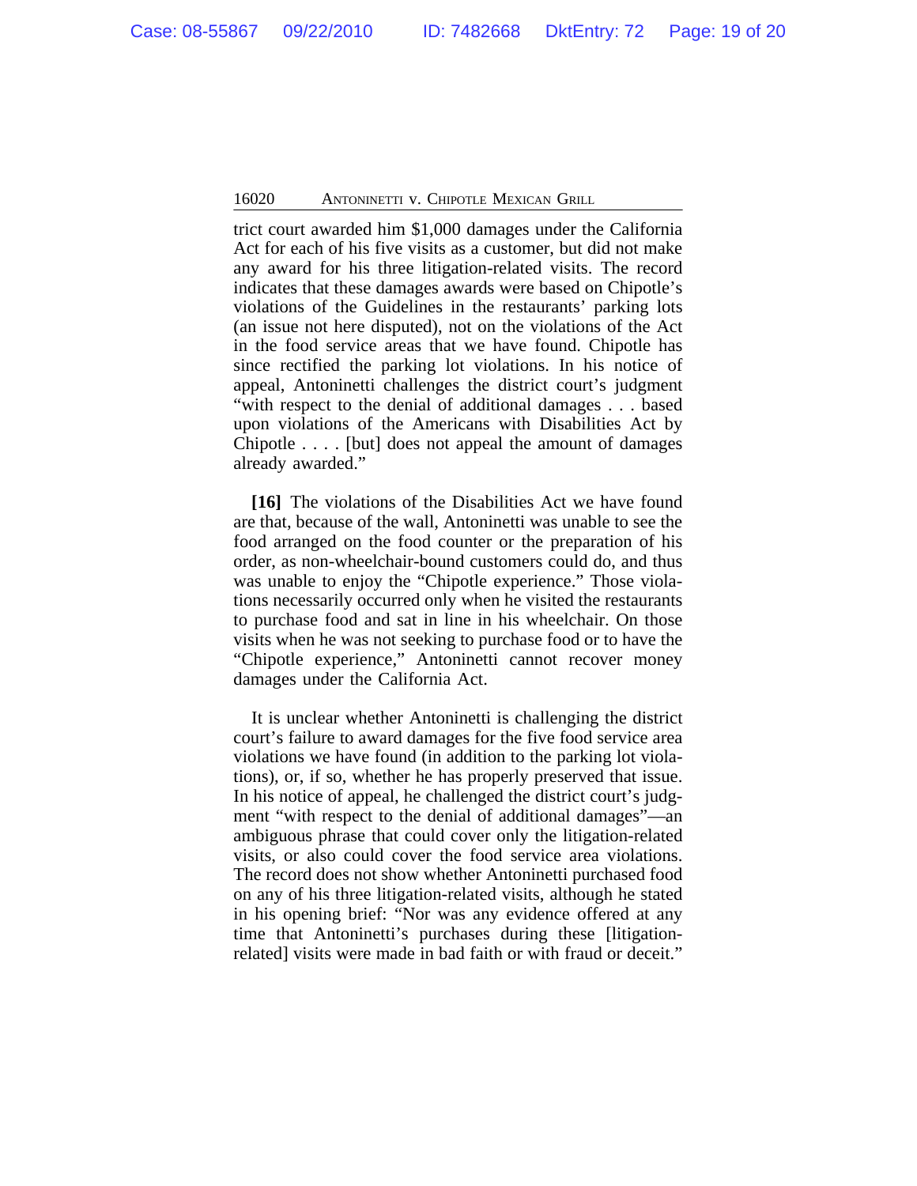trict court awarded him $1,000 damages under the California Act for each of his five visits as a customer, but did not make any award for his three litigation-related visits. The record indicates that these damages awards were based on Chipotle's violations of the Guidelines in the restaurants' parking lots (an issue not here disputed), not on the violations of the Act in the food service areas that we have found. Chipotle has since rectified the parking lot violations. In his notice of appeal, Antoninetti challenges the district court's judgment "with respect to the denial of additional damages . . . based upon violations of the Americans with Disabilities Act by Chipotle . . . . [but] does not appeal the amount of damages already awarded."

**[16]** The violations of the Disabilities Act we have found are that, because of the wall, Antoninetti was unable to see the food arranged on the food counter or the preparation of his order, as non-wheelchair-bound customers could do, and thus was unable to enjoy the "Chipotle experience." Those violations necessarily occurred only when he visited the restaurants to purchase food and sat in line in his wheelchair. On those visits when he was not seeking to purchase food or to have the "Chipotle experience," Antoninetti cannot recover money damages under the California Act.

It is unclear whether Antoninetti is challenging the district court's failure to award damages for the five food service area violations we have found (in addition to the parking lot violations), or, if so, whether he has properly preserved that issue. In his notice of appeal, he challenged the district court's judgment "with respect to the denial of additional damages"—an ambiguous phrase that could cover only the litigation-related visits, or also could cover the food service area violations. The record does not show whether Antoninetti purchased food on any of his three litigation-related visits, although he stated in his opening brief: "Nor was any evidence offered at any time that Antoninetti's purchases during these [litigation-related] visits were made in bad faith or with fraud or deceit."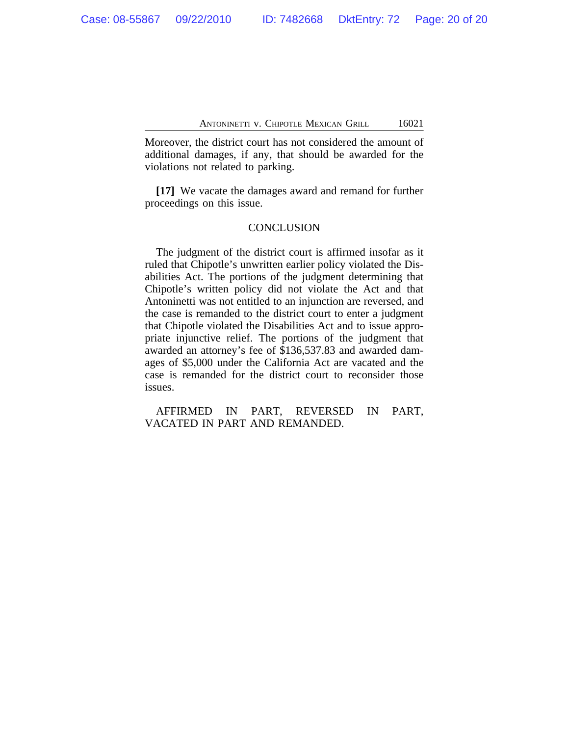Moreover, the district court has not considered the amount of additional damages, if any, that should be awarded for the violations not related to parking.

**[17]** We vacate the damages award and remand for further proceedings on this issue.

## CONCLUSION

The judgment of the district court is affirmed insofar as it ruled that Chipotle's unwritten earlier policy violated the Disabilities Act. The portions of the judgment determining that Chipotle's written policy did not violate the Act and that Antoninetti was not entitled to an injunction are reversed, and the case is remanded to the district court to enter a judgment that Chipotle violated the Disabilities Act and to issue appropriate injunctive relief. The portions of the judgment that awarded an attorney's fee of $136,537.83 and awarded damages of $5,000 under the California Act are vacated and the case is remanded for the district court to reconsider those issues.

AFFIRMED IN PART, REVERSED IN PART, VACATED IN PART AND REMANDED.